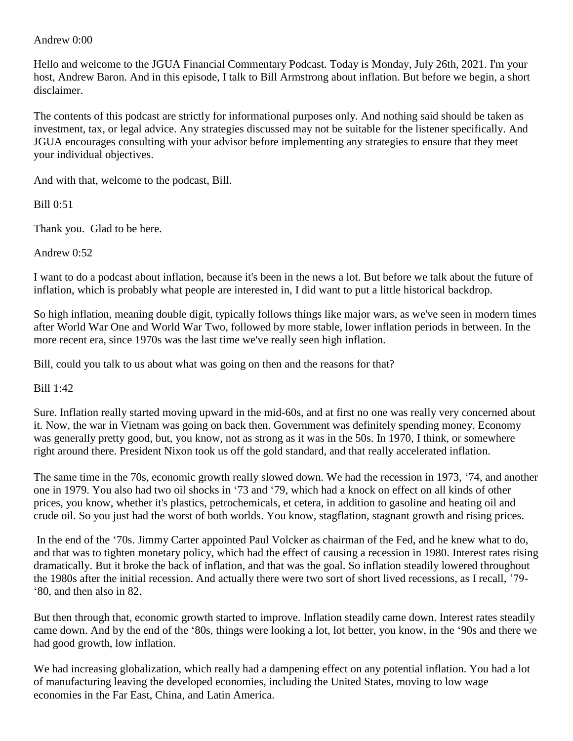Andrew 0:00

Hello and welcome to the JGUA Financial Commentary Podcast. Today is Monday, July 26th, 2021. I'm your host, Andrew Baron. And in this episode, I talk to Bill Armstrong about inflation. But before we begin, a short disclaimer.

The contents of this podcast are strictly for informational purposes only. And nothing said should be taken as investment, tax, or legal advice. Any strategies discussed may not be suitable for the listener specifically. And JGUA encourages consulting with your advisor before implementing any strategies to ensure that they meet your individual objectives.

And with that, welcome to the podcast, Bill.

Bill 0:51

Thank you. Glad to be here.

Andrew 0:52

I want to do a podcast about inflation, because it's been in the news a lot. But before we talk about the future of inflation, which is probably what people are interested in, I did want to put a little historical backdrop.

So high inflation, meaning double digit, typically follows things like major wars, as we've seen in modern times after World War One and World War Two, followed by more stable, lower inflation periods in between. In the more recent era, since 1970s was the last time we've really seen high inflation.

Bill, could you talk to us about what was going on then and the reasons for that?

Bill 1:42

Sure. Inflation really started moving upward in the mid-60s, and at first no one was really very concerned about it. Now, the war in Vietnam was going on back then. Government was definitely spending money. Economy was generally pretty good, but, you know, not as strong as it was in the 50s. In 1970, I think, or somewhere right around there. President Nixon took us off the gold standard, and that really accelerated inflation.

The same time in the 70s, economic growth really slowed down. We had the recession in 1973, '74, and another one in 1979. You also had two oil shocks in '73 and '79, which had a knock on effect on all kinds of other prices, you know, whether it's plastics, petrochemicals, et cetera, in addition to gasoline and heating oil and crude oil. So you just had the worst of both worlds. You know, stagflation, stagnant growth and rising prices.

In the end of the '70s. Jimmy Carter appointed Paul Volcker as chairman of the Fed, and he knew what to do, and that was to tighten monetary policy, which had the effect of causing a recession in 1980. Interest rates rising dramatically. But it broke the back of inflation, and that was the goal. So inflation steadily lowered throughout the 1980s after the initial recession. And actually there were two sort of short lived recessions, as I recall, '79-'80, and then also in 82.

But then through that, economic growth started to improve. Inflation steadily came down. Interest rates steadily came down. And by the end of the '80s, things were looking a lot, lot better, you know, in the '90s and there we had good growth, low inflation.

We had increasing globalization, which really had a dampening effect on any potential inflation. You had a lot of manufacturing leaving the developed economies, including the United States, moving to low wage economies in the Far East, China, and Latin America.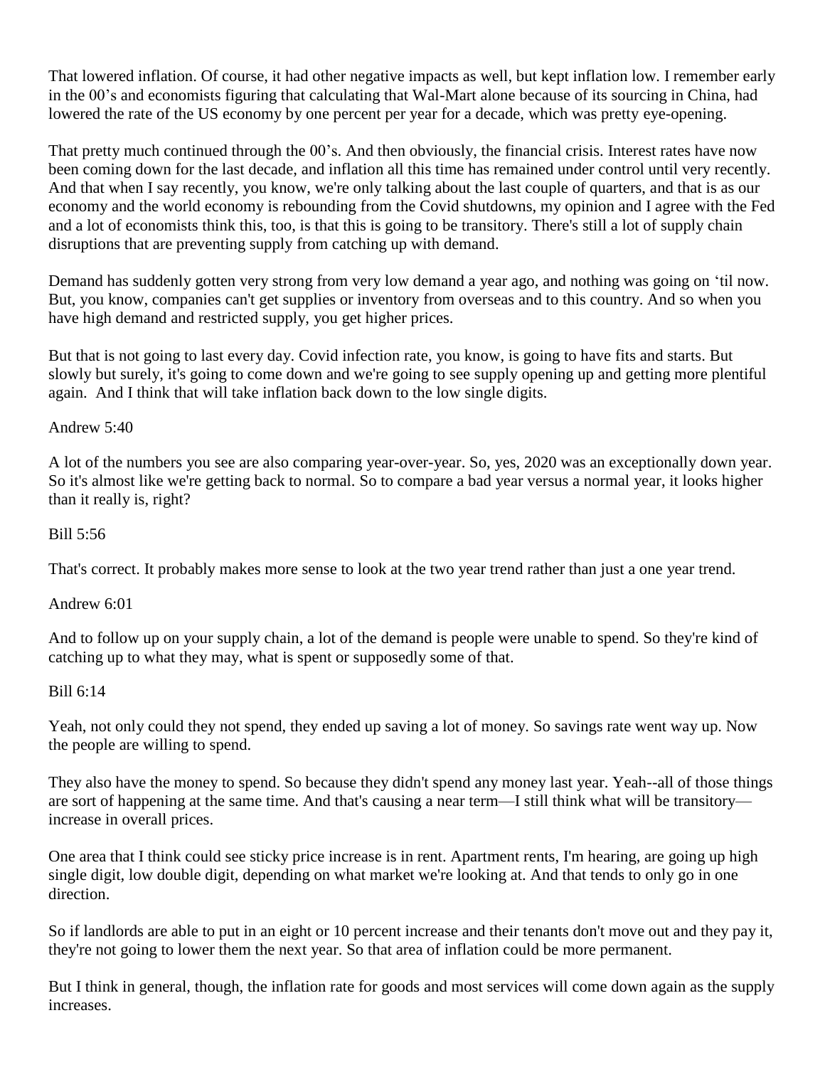That lowered inflation. Of course, it had other negative impacts as well, but kept inflation low. I remember early in the 00's and economists figuring that calculating that Wal-Mart alone because of its sourcing in China, had lowered the rate of the US economy by one percent per year for a decade, which was pretty eye-opening.

That pretty much continued through the 00's. And then obviously, the financial crisis. Interest rates have now been coming down for the last decade, and inflation all this time has remained under control until very recently. And that when I say recently, you know, we're only talking about the last couple of quarters, and that is as our economy and the world economy is rebounding from the Covid shutdowns, my opinion and I agree with the Fed and a lot of economists think this, too, is that this is going to be transitory. There's still a lot of supply chain disruptions that are preventing supply from catching up with demand.

Demand has suddenly gotten very strong from very low demand a year ago, and nothing was going on 'til now. But, you know, companies can't get supplies or inventory from overseas and to this country. And so when you have high demand and restricted supply, you get higher prices.

But that is not going to last every day. Covid infection rate, you know, is going to have fits and starts. But slowly but surely, it's going to come down and we're going to see supply opening up and getting more plentiful again. And I think that will take inflation back down to the low single digits.

Andrew 5:40

A lot of the numbers you see are also comparing year-over-year. So, yes, 2020 was an exceptionally down year. So it's almost like we're getting back to normal. So to compare a bad year versus a normal year, it looks higher than it really is, right?

Bill 5:56

That's correct. It probably makes more sense to look at the two year trend rather than just a one year trend.

Andrew 6:01

And to follow up on your supply chain, a lot of the demand is people were unable to spend. So they're kind of catching up to what they may, what is spent or supposedly some of that.

Bill 6:14

Yeah, not only could they not spend, they ended up saving a lot of money. So savings rate went way up. Now the people are willing to spend.

They also have the money to spend. So because they didn't spend any money last year. Yeah--all of those things are sort of happening at the same time. And that's causing a near term—I still think what will be transitory—increase in overall prices.

One area that I think could see sticky price increase is in rent. Apartment rents, I'm hearing, are going up high single digit, low double digit, depending on what market we're looking at. And that tends to only go in one direction.

So if landlords are able to put in an eight or 10 percent increase and their tenants don't move out and they pay it, they're not going to lower them the next year. So that area of inflation could be more permanent.

But I think in general, though, the inflation rate for goods and most services will come down again as the supply increases.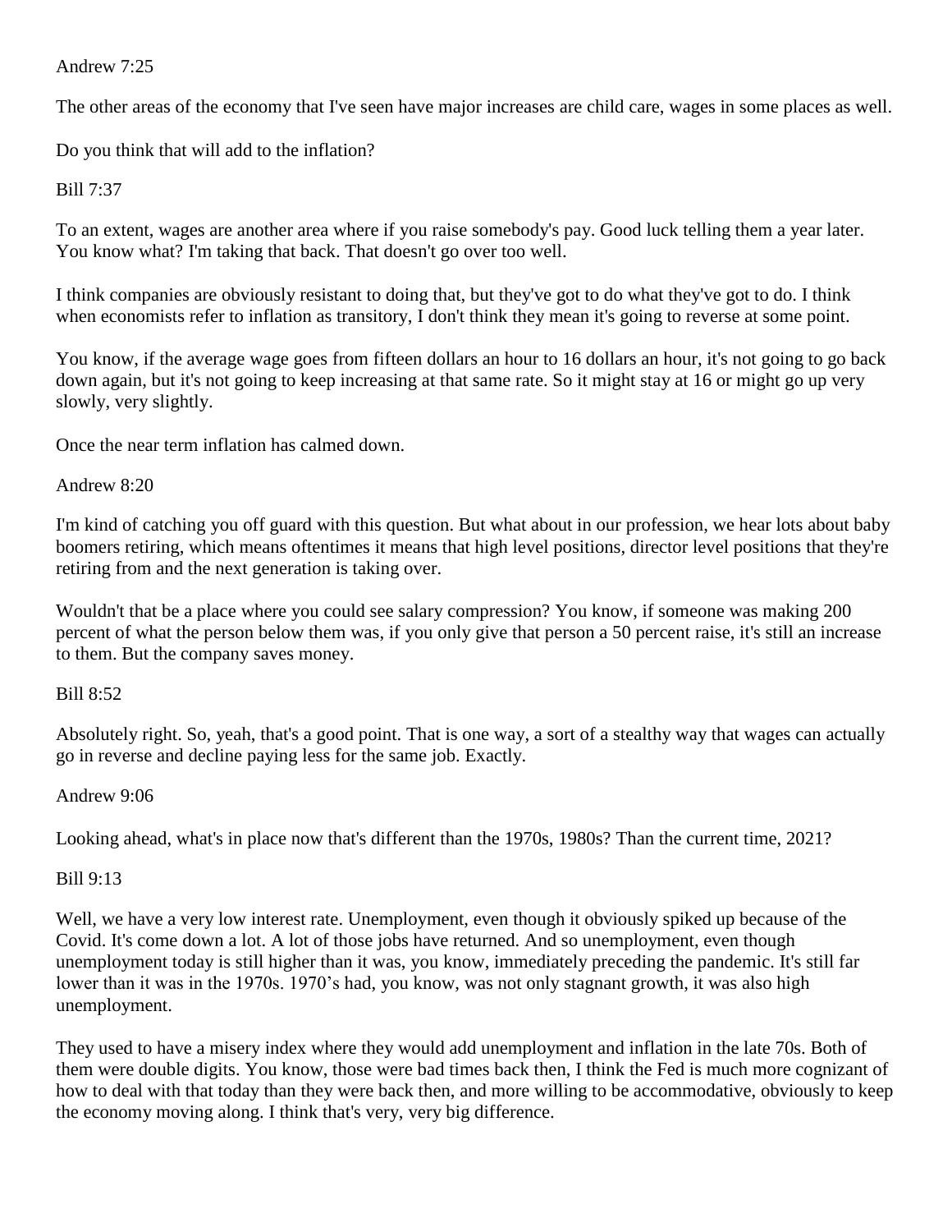Andrew 7:25

The other areas of the economy that I've seen have major increases are child care, wages in some places as well.

Do you think that will add to the inflation?

Bill 7:37

To an extent, wages are another area where if you raise somebody's pay. Good luck telling them a year later. You know what? I'm taking that back. That doesn't go over too well.

I think companies are obviously resistant to doing that, but they've got to do what they've got to do. I think when economists refer to inflation as transitory, I don't think they mean it's going to reverse at some point.

You know, if the average wage goes from fifteen dollars an hour to 16 dollars an hour, it's not going to go back down again, but it's not going to keep increasing at that same rate. So it might stay at 16 or might go up very slowly, very slightly.

Once the near term inflation has calmed down.

Andrew 8:20

I'm kind of catching you off guard with this question. But what about in our profession, we hear lots about baby boomers retiring, which means oftentimes it means that high level positions, director level positions that they're retiring from and the next generation is taking over.

Wouldn't that be a place where you could see salary compression? You know, if someone was making 200 percent of what the person below them was, if you only give that person a 50 percent raise, it's still an increase to them. But the company saves money.

Bill 8:52

Absolutely right. So, yeah, that's a good point. That is one way, a sort of a stealthy way that wages can actually go in reverse and decline paying less for the same job. Exactly.

Andrew 9:06

Looking ahead, what's in place now that's different than the 1970s, 1980s? Than the current time, 2021?

Bill 9:13

Well, we have a very low interest rate. Unemployment, even though it obviously spiked up because of the Covid. It's come down a lot. A lot of those jobs have returned. And so unemployment, even though unemployment today is still higher than it was, you know, immediately preceding the pandemic. It's still far lower than it was in the 1970s. 1970's had, you know, was not only stagnant growth, it was also high unemployment.

They used to have a misery index where they would add unemployment and inflation in the late 70s. Both of them were double digits. You know, those were bad times back then, I think the Fed is much more cognizant of how to deal with that today than they were back then, and more willing to be accommodative, obviously to keep the economy moving along. I think that's very, very big difference.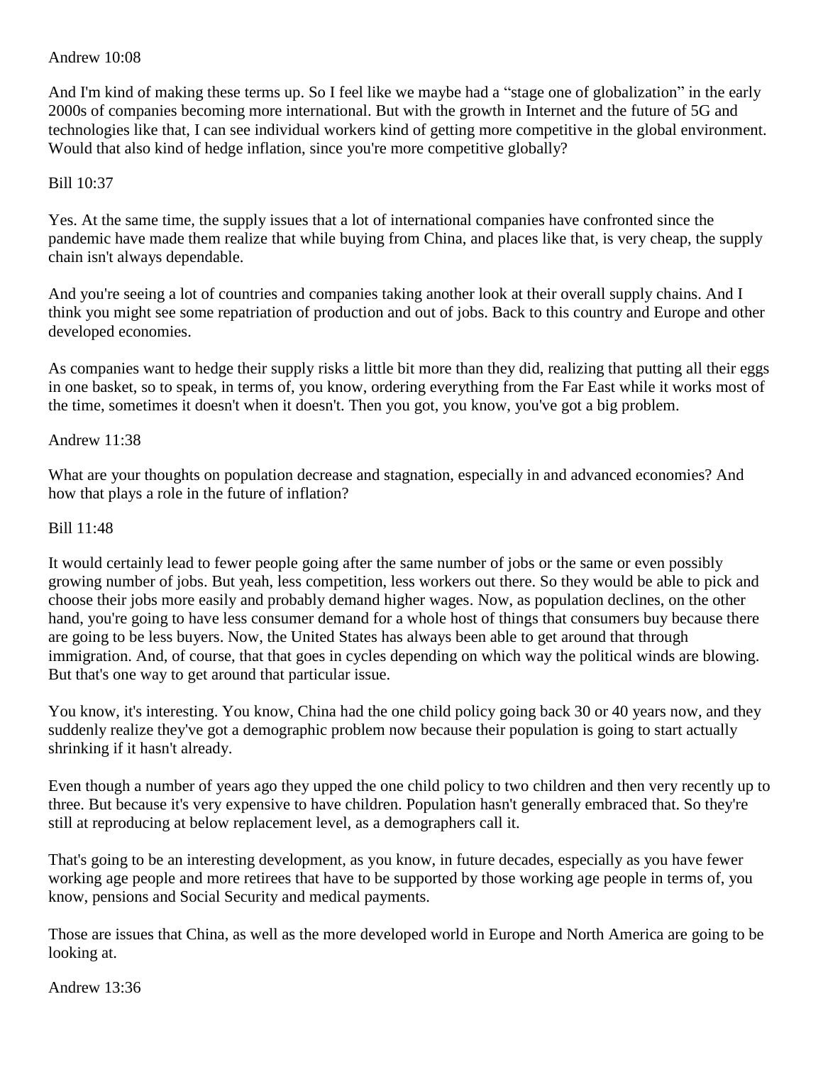Andrew 10:08

And I'm kind of making these terms up. So I feel like we maybe had a "stage one of globalization" in the early 2000s of companies becoming more international. But with the growth in Internet and the future of 5G and technologies like that, I can see individual workers kind of getting more competitive in the global environment. Would that also kind of hedge inflation, since you're more competitive globally?

Bill 10:37

Yes. At the same time, the supply issues that a lot of international companies have confronted since the pandemic have made them realize that while buying from China, and places like that, is very cheap, the supply chain isn't always dependable.

And you're seeing a lot of countries and companies taking another look at their overall supply chains. And I think you might see some repatriation of production and out of jobs. Back to this country and Europe and other developed economies.

As companies want to hedge their supply risks a little bit more than they did, realizing that putting all their eggs in one basket, so to speak, in terms of, you know, ordering everything from the Far East while it works most of the time, sometimes it doesn't when it doesn't. Then you got, you know, you've got a big problem.

Andrew 11:38

What are your thoughts on population decrease and stagnation, especially in and advanced economies? And how that plays a role in the future of inflation?

Bill 11:48

It would certainly lead to fewer people going after the same number of jobs or the same or even possibly growing number of jobs. But yeah, less competition, less workers out there. So they would be able to pick and choose their jobs more easily and probably demand higher wages. Now, as population declines, on the other hand, you're going to have less consumer demand for a whole host of things that consumers buy because there are going to be less buyers. Now, the United States has always been able to get around that through immigration. And, of course, that that goes in cycles depending on which way the political winds are blowing. But that's one way to get around that particular issue.

You know, it's interesting. You know, China had the one child policy going back 30 or 40 years now, and they suddenly realize they've got a demographic problem now because their population is going to start actually shrinking if it hasn't already.

Even though a number of years ago they upped the one child policy to two children and then very recently up to three. But because it's very expensive to have children. Population hasn't generally embraced that. So they're still at reproducing at below replacement level, as a demographers call it.

That's going to be an interesting development, as you know, in future decades, especially as you have fewer working age people and more retirees that have to be supported by those working age people in terms of, you know, pensions and Social Security and medical payments.

Those are issues that China, as well as the more developed world in Europe and North America are going to be looking at.

Andrew 13:36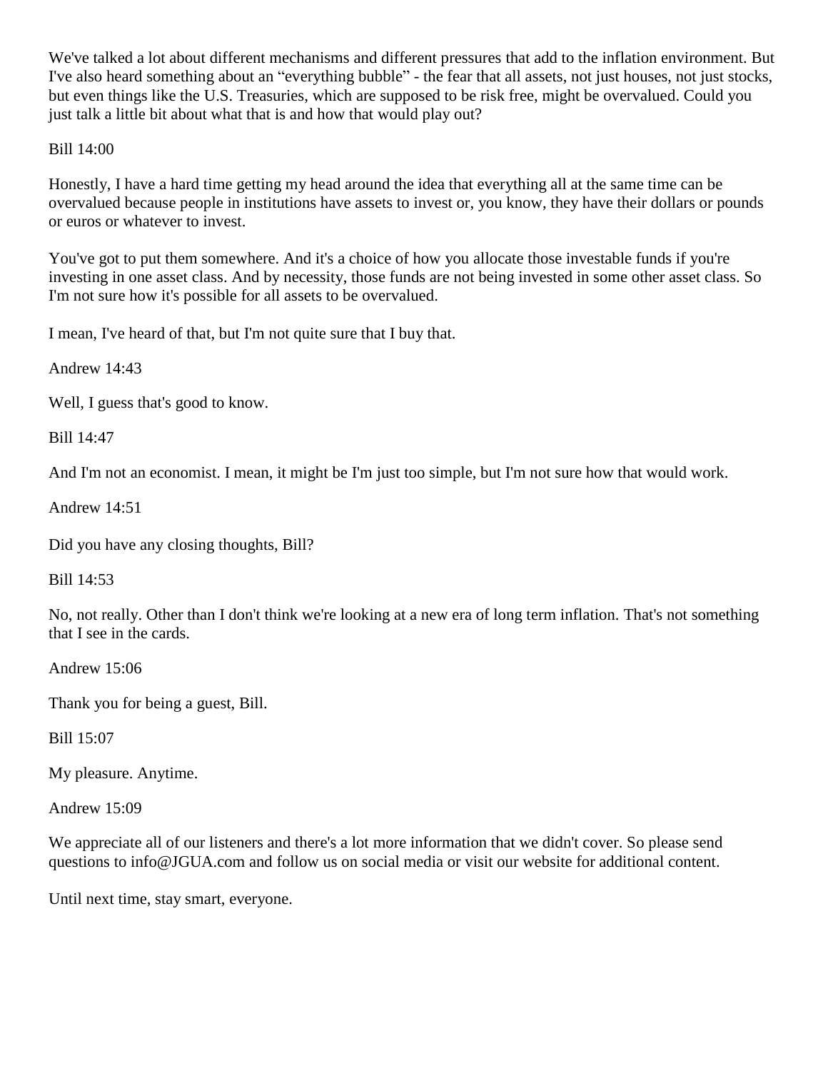We've talked a lot about different mechanisms and different pressures that add to the inflation environment. But I've also heard something about an "everything bubble" - the fear that all assets, not just houses, not just stocks, but even things like the U.S. Treasuries, which are supposed to be risk free, might be overvalued. Could you just talk a little bit about what that is and how that would play out?

Bill 14:00

Honestly, I have a hard time getting my head around the idea that everything all at the same time can be overvalued because people in institutions have assets to invest or, you know, they have their dollars or pounds or euros or whatever to invest.

You've got to put them somewhere. And it's a choice of how you allocate those investable funds if you're investing in one asset class. And by necessity, those funds are not being invested in some other asset class. So I'm not sure how it's possible for all assets to be overvalued.

I mean, I've heard of that, but I'm not quite sure that I buy that.

Andrew 14:43

Well, I guess that's good to know.

Bill 14:47

And I'm not an economist. I mean, it might be I'm just too simple, but I'm not sure how that would work.

Andrew 14:51

Did you have any closing thoughts, Bill?

Bill 14:53

No, not really. Other than I don't think we're looking at a new era of long term inflation. That's not something that I see in the cards.

Andrew 15:06

Thank you for being a guest, Bill.

Bill 15:07

My pleasure. Anytime.

Andrew 15:09

We appreciate all of our listeners and there's a lot more information that we didn't cover. So please send questions to info@JGUA.com and follow us on social media or visit our website for additional content.

Until next time, stay smart, everyone.